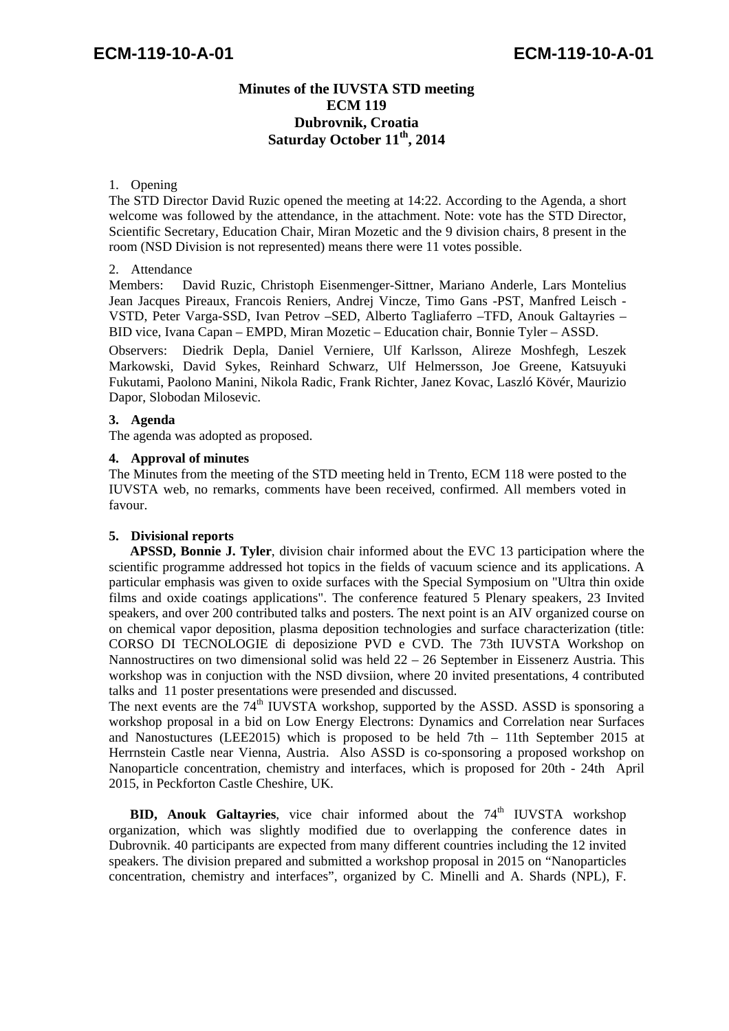**Minutes of the IUVSTA STD meeting**
**ECM 119**
**Dubrovnik, Croatia**
**Saturday October 11th, 2014**

1. Opening

The STD Director David Ruzic opened the meeting at 14:22. According to the Agenda, a short welcome was followed by the attendance, in the attachment. Note: vote has the STD Director, Scientific Secretary, Education Chair, Miran Mozetic and the 9 division chairs, 8 present in the room (NSD Division is not represented) means there were 11 votes possible.

2. Attendance

Members: David Ruzic, Christoph Eisenmenger-Sittner, Mariano Anderle, Lars Montelius Jean Jacques Pireaux, Francois Reniers, Andrej Vincze, Timo Gans -PST, Manfred Leisch - VSTD, Peter Varga-SSD, Ivan Petrov –SED, Alberto Tagliaferro –TFD, Anouk Galtayries – BID vice, Ivana Capan – EMPD, Miran Mozetic – Education chair, Bonnie Tyler – ASSD.

Observers: Diedrik Depla, Daniel Verniere, Ulf Karlsson, Alireze Moshfegh, Leszek Markowski, David Sykes, Reinhard Schwarz, Ulf Helmersson, Joe Greene, Katsuyuki Fukutami, Paolono Manini, Nikola Radic, Frank Richter, Janez Kovac, László Kövér, Maurizio Dapor, Slobodan Milosevic.

**3. Agenda**

The agenda was adopted as proposed.

**4. Approval of minutes**

The Minutes from the meeting of the STD meeting held in Trento, ECM 118 were posted to the IUVSTA web, no remarks, comments have been received, confirmed. All members voted in favour.

**5. Divisional reports**

**APSSD, Bonnie J. Tyler**, division chair informed about the EVC 13 participation where the scientific programme addressed hot topics in the fields of vacuum science and its applications. A particular emphasis was given to oxide surfaces with the Special Symposium on "Ultra thin oxide films and oxide coatings applications". The conference featured 5 Plenary speakers, 23 Invited speakers, and over 200 contributed talks and posters. The next point is an AIV organized course on on chemical vapor deposition, plasma deposition technologies and surface characterization (title: CORSO DI TECNOLOGIE di deposizione PVD e CVD. The 73th IUVSTA Workshop on Nannostructires on two dimensional solid was held 22 – 26 September in Eissenerz Austria. This workshop was in conjuction with the NSD divsiion, where 20 invited presentations, 4 contributed talks and 11 poster presentations were presended and discussed.

The next events are the 74th IUVSTA workshop, supported by the ASSD. ASSD is sponsoring a workshop proposal in a bid on Low Energy Electrons: Dynamics and Correlation near Surfaces and Nanostuctures (LEE2015) which is proposed to be held 7th – 11th September 2015 at Herrnstein Castle near Vienna, Austria. Also ASSD is co-sponsoring a proposed workshop on Nanoparticle concentration, chemistry and interfaces, which is proposed for 20th - 24th April 2015, in Peckforton Castle Cheshire, UK.

**BID, Anouk Galtayries**, vice chair informed about the 74th IUVSTA workshop organization, which was slightly modified due to overlapping the conference dates in Dubrovnik. 40 participants are expected from many different countries including the 12 invited speakers. The division prepared and submitted a workshop proposal in 2015 on "Nanoparticles concentration, chemistry and interfaces", organized by C. Minelli and A. Shards (NPL), F.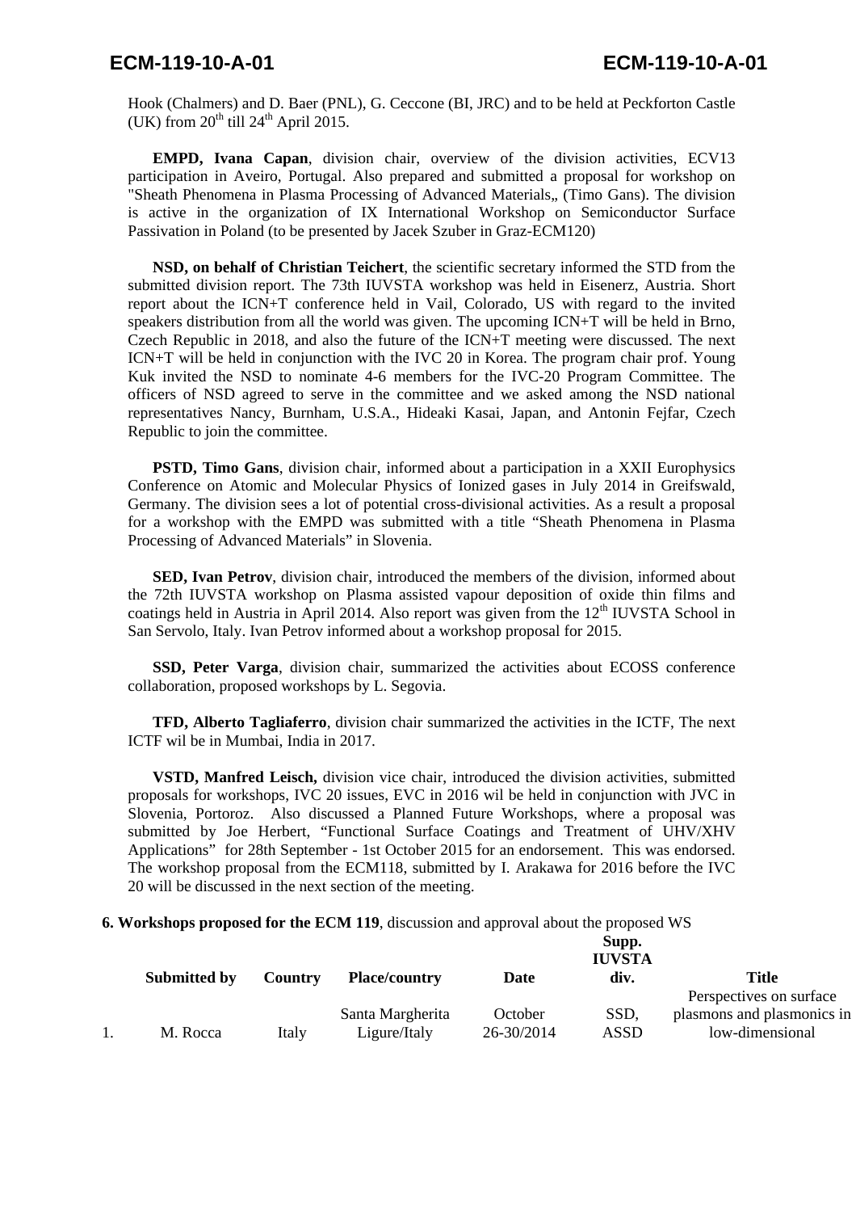Hook (Chalmers) and D. Baer (PNL), G. Ceccone (BI, JRC) and to be held at Peckforton Castle (UK) from 20$^{th}$ till 24$^{th}$ April 2015.

**EMPD, Ivana Capan**, division chair, overview of the division activities, ECV13 participation in Aveiro, Portugal. Also prepared and submitted a proposal for workshop on "Sheath Phenomena in Plasma Processing of Advanced Materials„ (Timo Gans). The division is active in the organization of IX International Workshop on Semiconductor Surface Passivation in Poland (to be presented by Jacek Szuber in Graz-ECM120)

**NSD, on behalf of Christian Teichert**, the scientific secretary informed the STD from the submitted division report. The 73th IUVSTA workshop was held in Eisenerz, Austria. Short report about the ICN+T conference held in Vail, Colorado, US with regard to the invited speakers distribution from all the world was given. The upcoming ICN+T will be held in Brno, Czech Republic in 2018, and also the future of the ICN+T meeting were discussed. The next ICN+T will be held in conjunction with the IVC 20 in Korea. The program chair prof. Young Kuk invited the NSD to nominate 4-6 members for the IVC-20 Program Committee. The officers of NSD agreed to serve in the committee and we asked among the NSD national representatives Nancy, Burnham, U.S.A., Hideaki Kasai, Japan, and Antonin Fejfar, Czech Republic to join the committee.

**PSTD, Timo Gans**, division chair, informed about a participation in a XXII Europhysics Conference on Atomic and Molecular Physics of Ionized gases in July 2014 in Greifswald, Germany. The division sees a lot of potential cross-divisional activities. As a result a proposal for a workshop with the EMPD was submitted with a title "Sheath Phenomena in Plasma Processing of Advanced Materials" in Slovenia.

**SED, Ivan Petrov**, division chair, introduced the members of the division, informed about the 72th IUVSTA workshop on Plasma assisted vapour deposition of oxide thin films and coatings held in Austria in April 2014. Also report was given from the 12$^{th}$ IUVSTA School in San Servolo, Italy. Ivan Petrov informed about a workshop proposal for 2015.

**SSD, Peter Varga**, division chair, summarized the activities about ECOSS conference collaboration, proposed workshops by L. Segovia.

**TFD, Alberto Tagliaferro**, division chair summarized the activities in the ICTF, The next ICTF wil be in Mumbai, India in 2017.

**VSTD, Manfred Leisch,** division vice chair, introduced the division activities, submitted proposals for workshops, IVC 20 issues, EVC in 2016 wil be held in conjunction with JVC in Slovenia, Portoroz. Also discussed a Planned Future Workshops, where a proposal was submitted by Joe Herbert, "Functional Surface Coatings and Treatment of UHV/XHV Applications" for 28th September - 1st October 2015 for an endorsement. This was endorsed. The workshop proposal from the ECM118, submitted by I. Arakawa for 2016 before the IVC 20 will be discussed in the next section of the meeting.

**6. Workshops proposed for the ECM 119**, discussion and approval about the proposed WS

| | Submitted by | Country | Place/country | Date | Supp. IUVSTA div. | Title |
|---|---|---|---|---|---|---|
| 1. | M. Rocca | Italy | Santa Margherita Ligure/Italy | October 26-30/2014 | SSD, ASSD | Perspectives on surface plasmons and plasmonics in low-dimensional |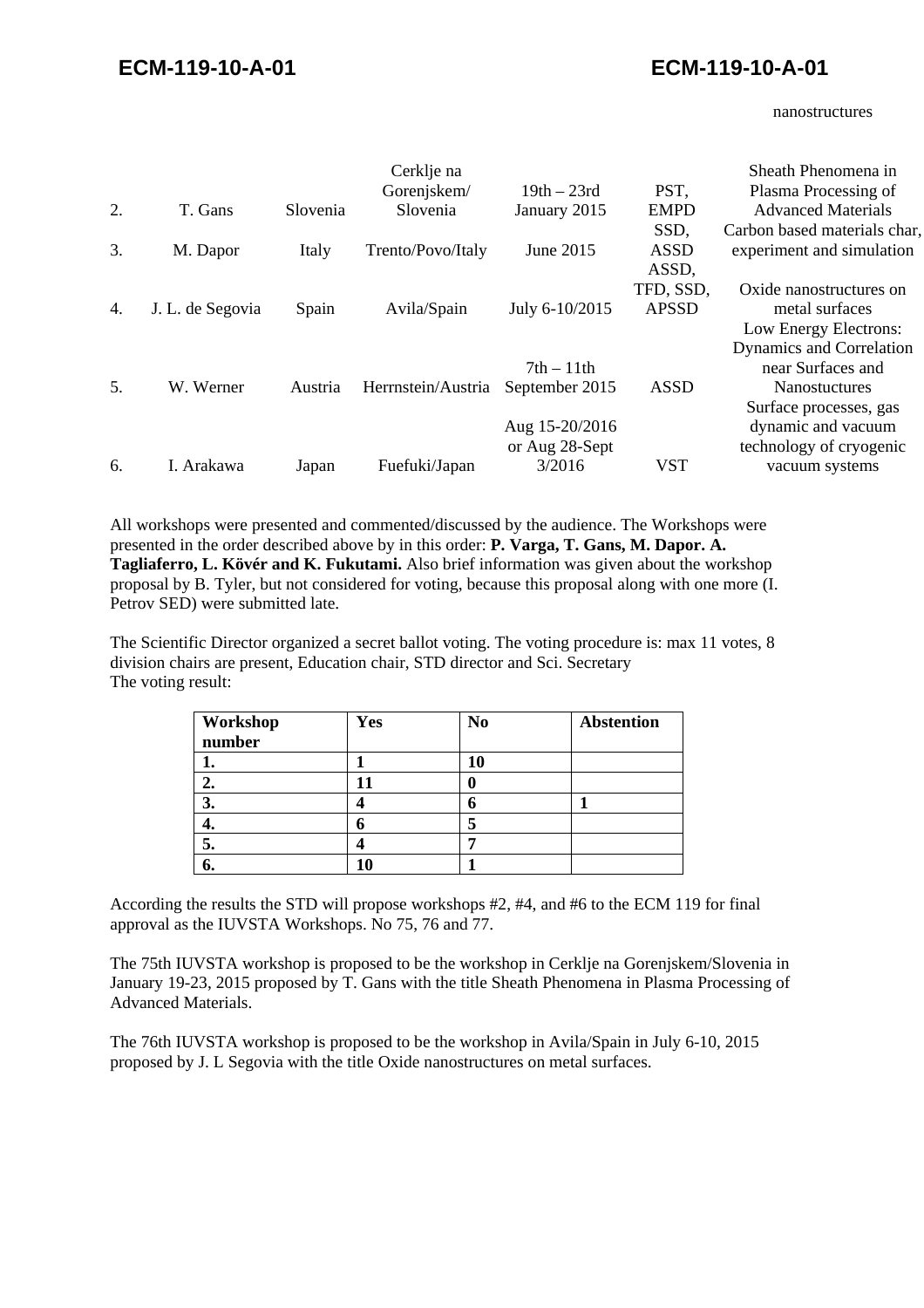| | | | | | | nanostructures |
|---|---|---|---|---|---|---|
| 2. | T. Gans | Slovenia | Cerklje na Gorenjskem/ Slovenia | 19th – 23rd January 2015 | PST, EMPD | Sheath Phenomena in Plasma Processing of Advanced Materials |
| 3. | M. Dapor | Italy | Trento/Povo/Italy | June 2015 | SSD, ASSD | Carbon based materials char, experiment and simulation |
| 4. | J. L. de Segovia | Spain | Avila/Spain | July 6-10/2015 | ASSD, TFD, SSD, APSSD | Oxide nanostructures on metal surfaces |
| 5. | W. Werner | Austria | Herrnstein/Austria | 7th – 11th September 2015 | ASSD | Low Energy Electrons: Dynamics and Correlation near Surfaces and Nanostuctures |
| 6. | I. Arakawa | Japan | Fuefuki/Japan | Aug 15-20/2016 or Aug 28-Sept 3/2016 | VST | Surface processes, gas dynamic and vacuum technology of cryogenic vacuum systems |

All workshops were presented and commented/discussed by the audience. The Workshops were presented in the order described above by in this order: **P. Varga, T. Gans, M. Dapor. A. Tagliaferro, L. Kövér and K. Fukutami.** Also brief information was given about the workshop proposal by B. Tyler, but not considered for voting, because this proposal along with one more (I. Petrov SED) were submitted late.

The Scientific Director organized a secret ballot voting. The voting procedure is: max 11 votes, 8 division chairs are present, Education chair, STD director and Sci. Secretary
The voting result:

| Workshop number | Yes | No | Abstention |
|---|---|---|---|
| 1. | 1 | 10 | |
| 2. | 11 | 0 | |
| 3. | 4 | 6 | 1 |
| 4. | 6 | 5 | |
| 5. | 4 | 7 | |
| 6. | 10 | 1 | |

According the results the STD will propose workshops #2, #4, and #6 to the ECM 119 for final approval as the IUVSTA Workshops. No 75, 76 and 77.

The 75th IUVSTA workshop is proposed to be the workshop in Cerklje na Gorenjskem/Slovenia in January 19-23, 2015 proposed by T. Gans with the title Sheath Phenomena in Plasma Processing of Advanced Materials.

The 76th IUVSTA workshop is proposed to be the workshop in Avila/Spain in July 6-10, 2015 proposed by J. L Segovia with the title Oxide nanostructures on metal surfaces.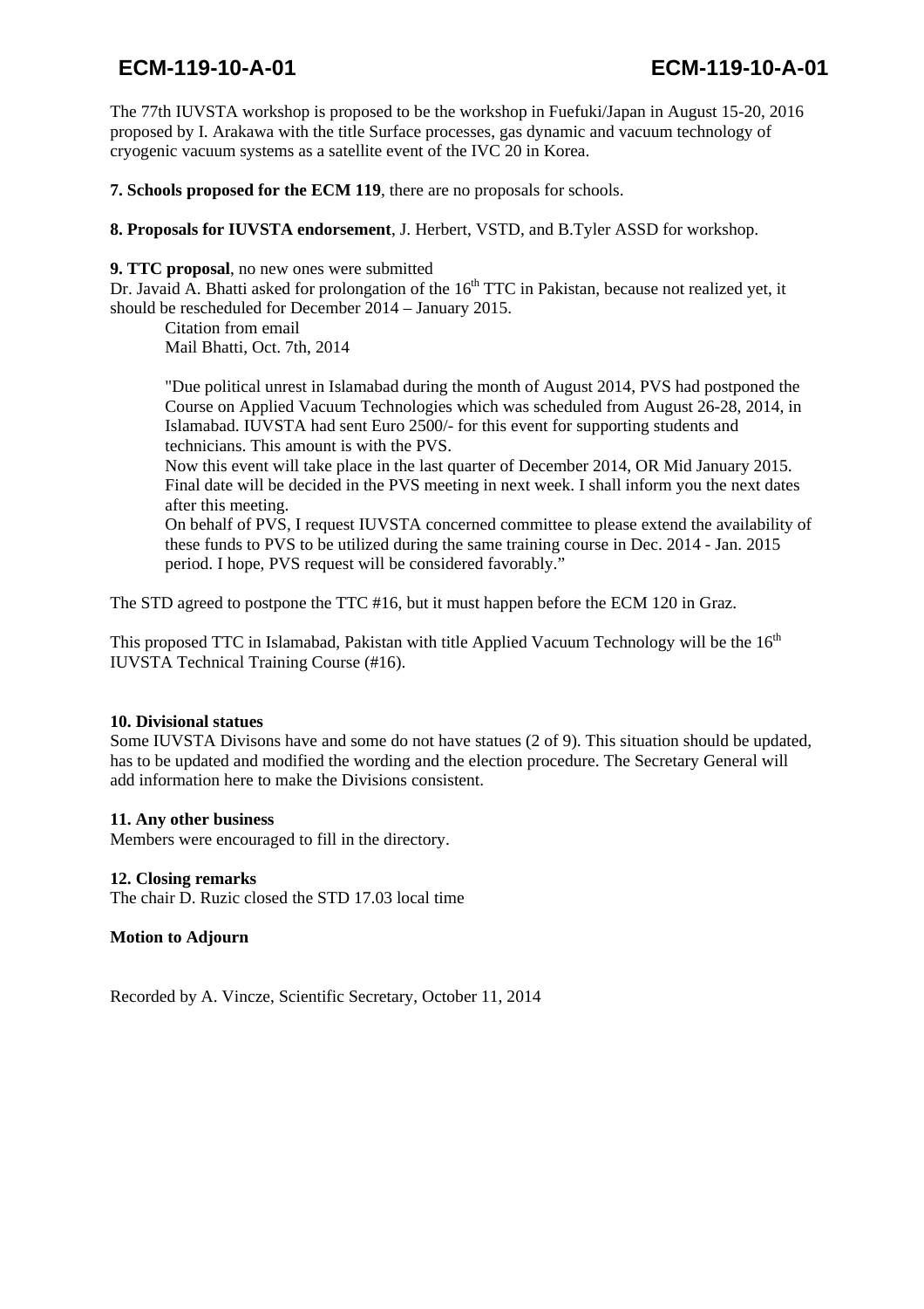The 77th IUVSTA workshop is proposed to be the workshop in Fuefuki/Japan in August 15-20, 2016 proposed by I. Arakawa with the title Surface processes, gas dynamic and vacuum technology of cryogenic vacuum systems as a satellite event of the IVC 20 in Korea.

**7. Schools proposed for the ECM 119**, there are no proposals for schools.

**8. Proposals for IUVSTA endorsement**, J. Herbert, VSTD, and B.Tyler ASSD for workshop.

**9. TTC proposal**, no new ones were submitted
Dr. Javaid A. Bhatti asked for prolongation of the 16th TTC in Pakistan, because not realized yet, it should be rescheduled for December 2014 – January 2015.

> Citation from email
> Mail Bhatti, Oct. 7th, 2014
>
> "Due political unrest in Islamabad during the month of August 2014, PVS had postponed the Course on Applied Vacuum Technologies which was scheduled from August 26-28, 2014, in Islamabad. IUVSTA had sent Euro 2500/- for this event for supporting students and technicians. This amount is with the PVS.
> Now this event will take place in the last quarter of December 2014, OR Mid January 2015. Final date will be decided in the PVS meeting in next week. I shall inform you the next dates after this meeting.
> On behalf of PVS, I request IUVSTA concerned committee to please extend the availability of these funds to PVS to be utilized during the same training course in Dec. 2014 - Jan. 2015 period. I hope, PVS request will be considered favorably."

The STD agreed to postpone the TTC #16, but it must happen before the ECM 120 in Graz.

This proposed TTC in Islamabad, Pakistan with title Applied Vacuum Technology will be the 16th IUVSTA Technical Training Course (#16).

**10. Divisional statues**
Some IUVSTA Divisons have and some do not have statues (2 of 9). This situation should be updated, has to be updated and modified the wording and the election procedure. The Secretary General will add information here to make the Divisions consistent.

**11. Any other business**
Members were encouraged to fill in the directory.

**12. Closing remarks**
The chair D. Ruzic closed the STD 17.03 local time

**Motion to Adjourn**

Recorded by A. Vincze, Scientific Secretary, October 11, 2014